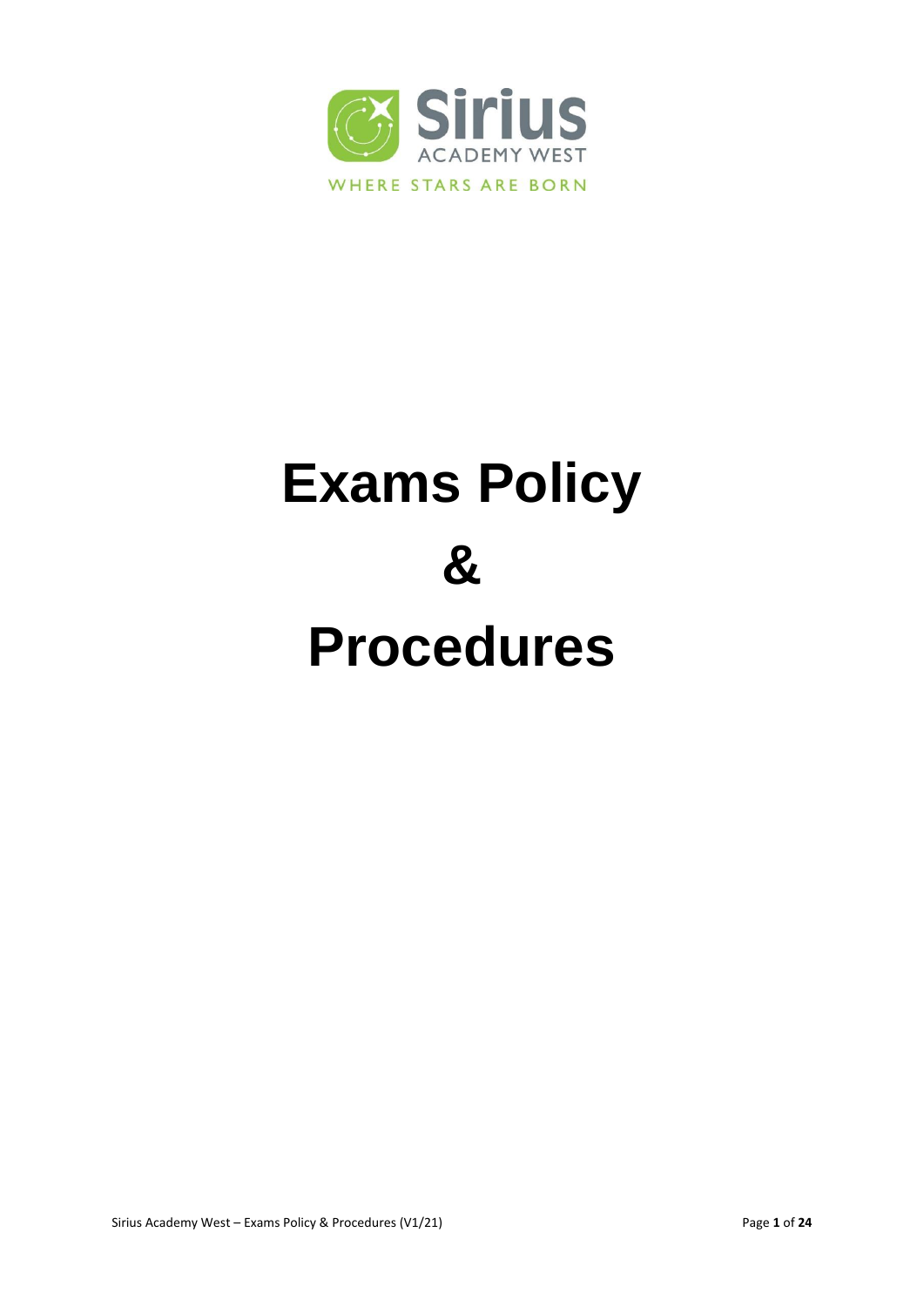Sirius

ACADEMY WEST

WHERE STARS ARE BORN

# Exams Policy

# &

# Procedures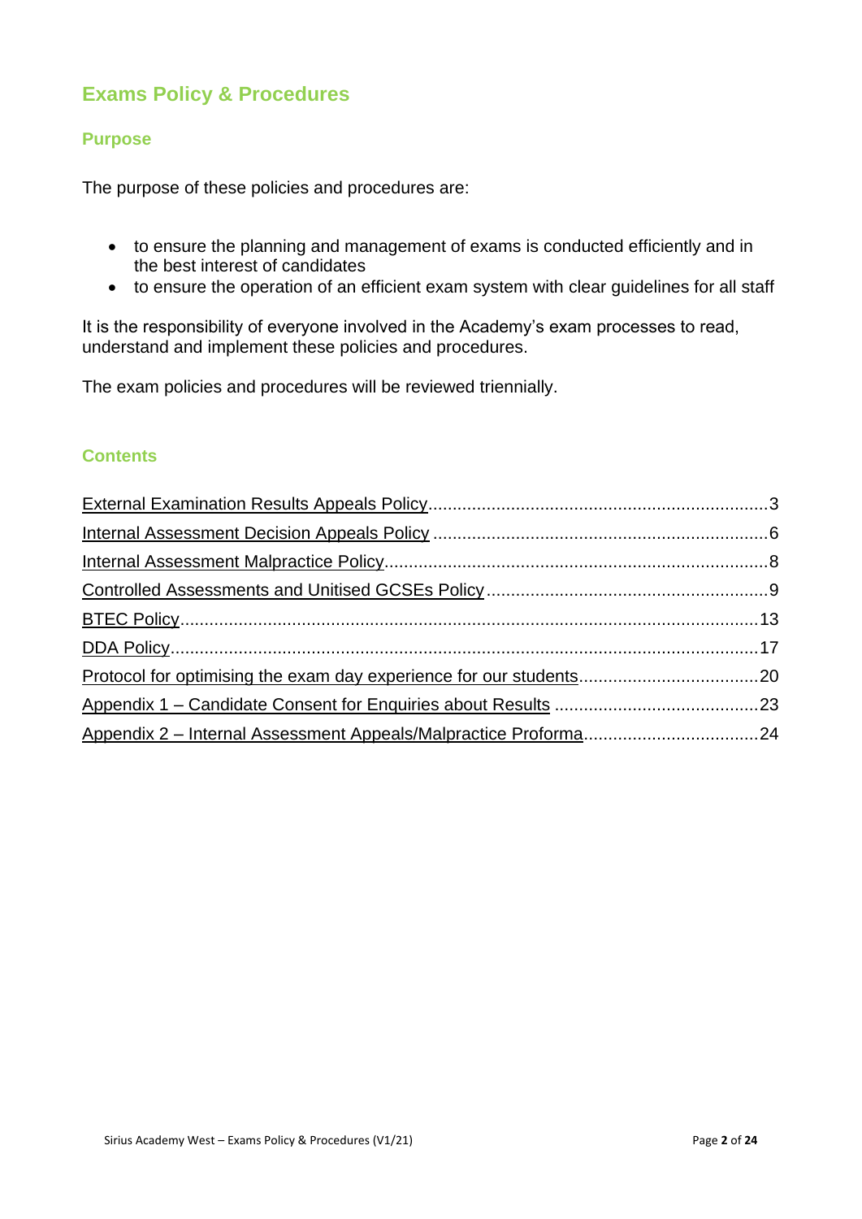# Exams Policy & Procedures

## Purpose

The purpose of these policies and procedures are:

- to ensure the planning and management of exams is conducted efficiently and in the best interest of candidates
- to ensure the operation of an efficient exam system with clear guidelines for all staff

It is the responsibility of everyone involved in the Academy's exam processes to read, understand and implement these policies and procedures.

The exam policies and procedures will be reviewed triennially.

## Contents

External Examination Results Appeals Policy....................3
Internal Assessment Decision Appeals Policy....................6
Internal Assessment Malpractice Policy....................8
Controlled Assessments and Unitised GCSEs Policy....................9
BTEC Policy....................13
DDA Policy....................17
Protocol for optimising the exam day experience for our students....................20
Appendix 1 – Candidate Consent for Enquiries about Results....................23
Appendix 2 – Internal Assessment Appeals/Malpractice Proforma....................24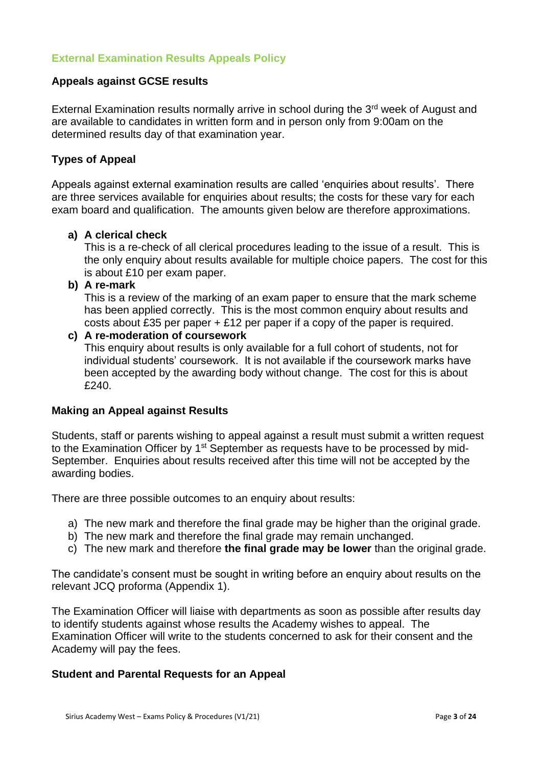## External Examination Results Appeals Policy

### Appeals against GCSE results

External Examination results normally arrive in school during the 3rd week of August and are available to candidates in written form and in person only from 9:00am on the determined results day of that examination year.

### Types of Appeal

Appeals against external examination results are called 'enquiries about results'. There are three services available for enquiries about results; the costs for these vary for each exam board and qualification. The amounts given below are therefore approximations.

**a) A clerical check**
This is a re-check of all clerical procedures leading to the issue of a result. This is the only enquiry about results available for multiple choice papers. The cost for this is about £10 per exam paper.

**b) A re-mark**
This is a review of the marking of an exam paper to ensure that the mark scheme has been applied correctly. This is the most common enquiry about results and costs about £35 per paper + £12 per paper if a copy of the paper is required.

**c) A re-moderation of coursework**
This enquiry about results is only available for a full cohort of students, not for individual students' coursework. It is not available if the coursework marks have been accepted by the awarding body without change. The cost for this is about £240.

### Making an Appeal against Results

Students, staff or parents wishing to appeal against a result must submit a written request to the Examination Officer by 1st September as requests have to be processed by mid-September. Enquiries about results received after this time will not be accepted by the awarding bodies.

There are three possible outcomes to an enquiry about results:

a) The new mark and therefore the final grade may be higher than the original grade.
b) The new mark and therefore the final grade may remain unchanged.
c) The new mark and therefore **the final grade may be lower** than the original grade.

The candidate's consent must be sought in writing before an enquiry about results on the relevant JCQ proforma (Appendix 1).

The Examination Officer will liaise with departments as soon as possible after results day to identify students against whose results the Academy wishes to appeal. The Examination Officer will write to the students concerned to ask for their consent and the Academy will pay the fees.

### Student and Parental Requests for an Appeal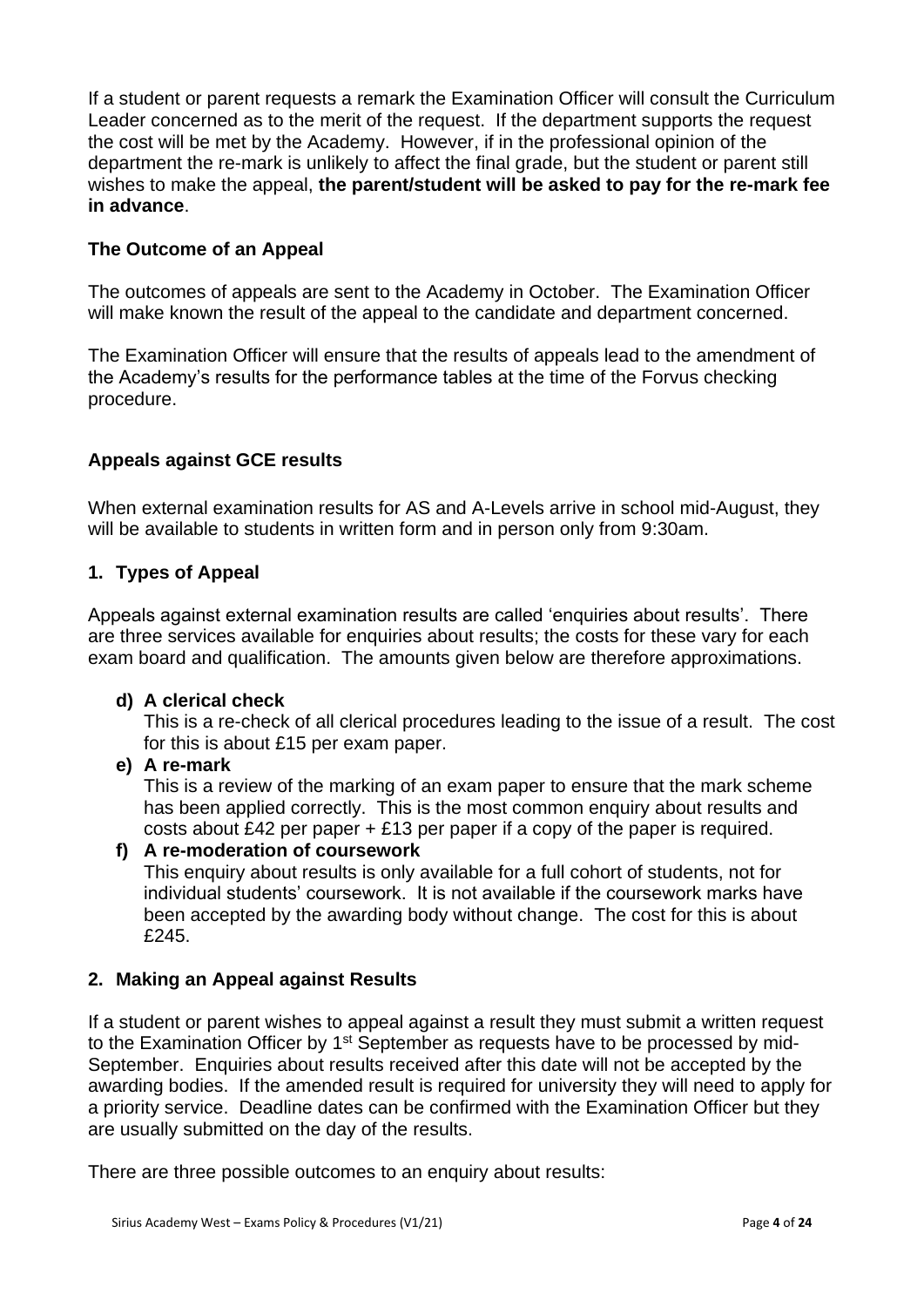If a student or parent requests a remark the Examination Officer will consult the Curriculum Leader concerned as to the merit of the request. If the department supports the request the cost will be met by the Academy. However, if in the professional opinion of the department the re-mark is unlikely to affect the final grade, but the student or parent still wishes to make the appeal, **the parent/student will be asked to pay for the re-mark fee in advance**.

### The Outcome of an Appeal

The outcomes of appeals are sent to the Academy in October. The Examination Officer will make known the result of the appeal to the candidate and department concerned.

The Examination Officer will ensure that the results of appeals lead to the amendment of the Academy's results for the performance tables at the time of the Forvus checking procedure.

### Appeals against GCE results

When external examination results for AS and A-Levels arrive in school mid-August, they will be available to students in written form and in person only from 9:30am.

### 1. Types of Appeal

Appeals against external examination results are called 'enquiries about results'. There are three services available for enquiries about results; the costs for these vary for each exam board and qualification. The amounts given below are therefore approximations.

d) **A clerical check**
   This is a re-check of all clerical procedures leading to the issue of a result. The cost for this is about £15 per exam paper.

e) **A re-mark**
   This is a review of the marking of an exam paper to ensure that the mark scheme has been applied correctly. This is the most common enquiry about results and costs about £42 per paper + £13 per paper if a copy of the paper is required.

f) **A re-moderation of coursework**
   This enquiry about results is only available for a full cohort of students, not for individual students' coursework. It is not available if the coursework marks have been accepted by the awarding body without change. The cost for this is about £245.

### 2. Making an Appeal against Results

If a student or parent wishes to appeal against a result they must submit a written request to the Examination Officer by 1st September as requests have to be processed by mid-September. Enquiries about results received after this date will not be accepted by the awarding bodies. If the amended result is required for university they will need to apply for a priority service. Deadline dates can be confirmed with the Examination Officer but they are usually submitted on the day of the results.

There are three possible outcomes to an enquiry about results: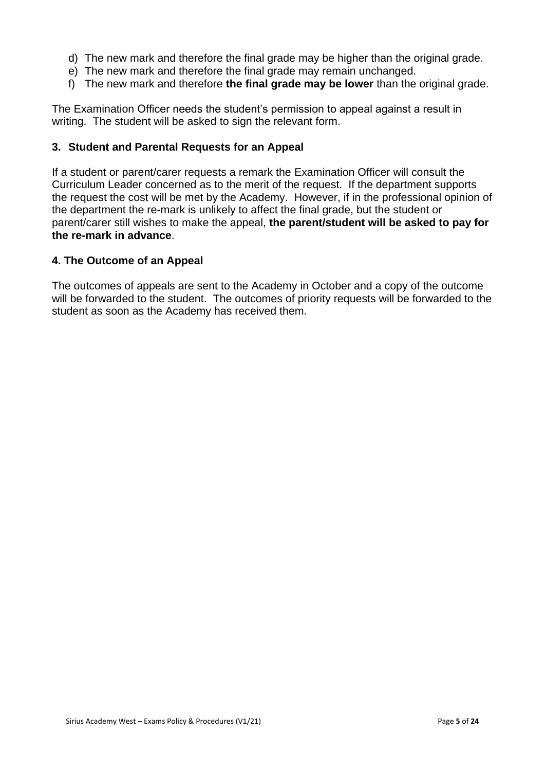d) The new mark and therefore the final grade may be higher than the original grade.
e) The new mark and therefore the final grade may remain unchanged.
f) The new mark and therefore **the final grade may be lower** than the original grade.

The Examination Officer needs the student's permission to appeal against a result in writing. The student will be asked to sign the relevant form.

### 3. Student and Parental Requests for an Appeal

If a student or parent/carer requests a remark the Examination Officer will consult the Curriculum Leader concerned as to the merit of the request. If the department supports the request the cost will be met by the Academy. However, if in the professional opinion of the department the re-mark is unlikely to affect the final grade, but the student or parent/carer still wishes to make the appeal, **the parent/student will be asked to pay for the re-mark in advance**.

### 4. The Outcome of an Appeal

The outcomes of appeals are sent to the Academy in October and a copy of the outcome will be forwarded to the student. The outcomes of priority requests will be forwarded to the student as soon as the Academy has received them.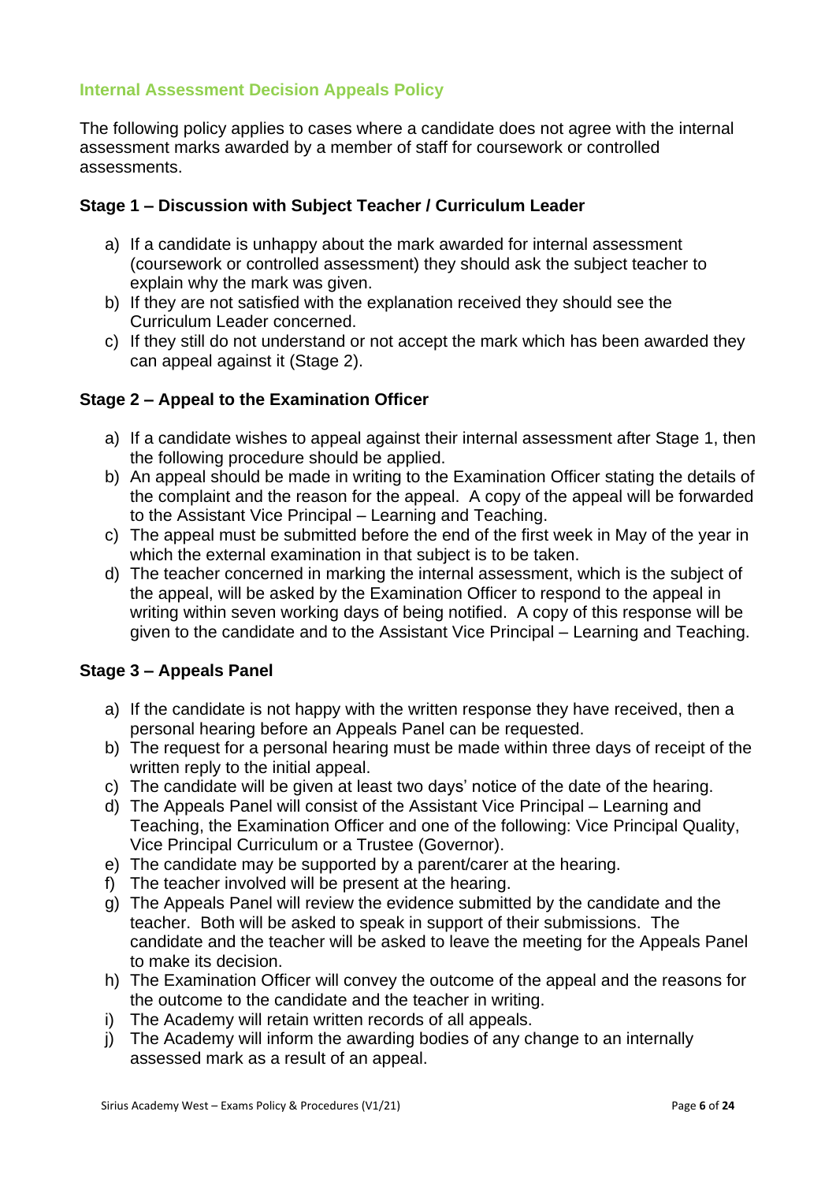## Internal Assessment Decision Appeals Policy

The following policy applies to cases where a candidate does not agree with the internal assessment marks awarded by a member of staff for coursework or controlled assessments.

### Stage 1 – Discussion with Subject Teacher / Curriculum Leader

a) If a candidate is unhappy about the mark awarded for internal assessment (coursework or controlled assessment) they should ask the subject teacher to explain why the mark was given.
b) If they are not satisfied with the explanation received they should see the Curriculum Leader concerned.
c) If they still do not understand or not accept the mark which has been awarded they can appeal against it (Stage 2).

### Stage 2 – Appeal to the Examination Officer

a) If a candidate wishes to appeal against their internal assessment after Stage 1, then the following procedure should be applied.
b) An appeal should be made in writing to the Examination Officer stating the details of the complaint and the reason for the appeal. A copy of the appeal will be forwarded to the Assistant Vice Principal – Learning and Teaching.
c) The appeal must be submitted before the end of the first week in May of the year in which the external examination in that subject is to be taken.
d) The teacher concerned in marking the internal assessment, which is the subject of the appeal, will be asked by the Examination Officer to respond to the appeal in writing within seven working days of being notified. A copy of this response will be given to the candidate and to the Assistant Vice Principal – Learning and Teaching.

### Stage 3 – Appeals Panel

a) If the candidate is not happy with the written response they have received, then a personal hearing before an Appeals Panel can be requested.
b) The request for a personal hearing must be made within three days of receipt of the written reply to the initial appeal.
c) The candidate will be given at least two days' notice of the date of the hearing.
d) The Appeals Panel will consist of the Assistant Vice Principal – Learning and Teaching, the Examination Officer and one of the following: Vice Principal Quality, Vice Principal Curriculum or a Trustee (Governor).
e) The candidate may be supported by a parent/carer at the hearing.
f) The teacher involved will be present at the hearing.
g) The Appeals Panel will review the evidence submitted by the candidate and the teacher. Both will be asked to speak in support of their submissions. The candidate and the teacher will be asked to leave the meeting for the Appeals Panel to make its decision.
h) The Examination Officer will convey the outcome of the appeal and the reasons for the outcome to the candidate and the teacher in writing.
i) The Academy will retain written records of all appeals.
j) The Academy will inform the awarding bodies of any change to an internally assessed mark as a result of an appeal.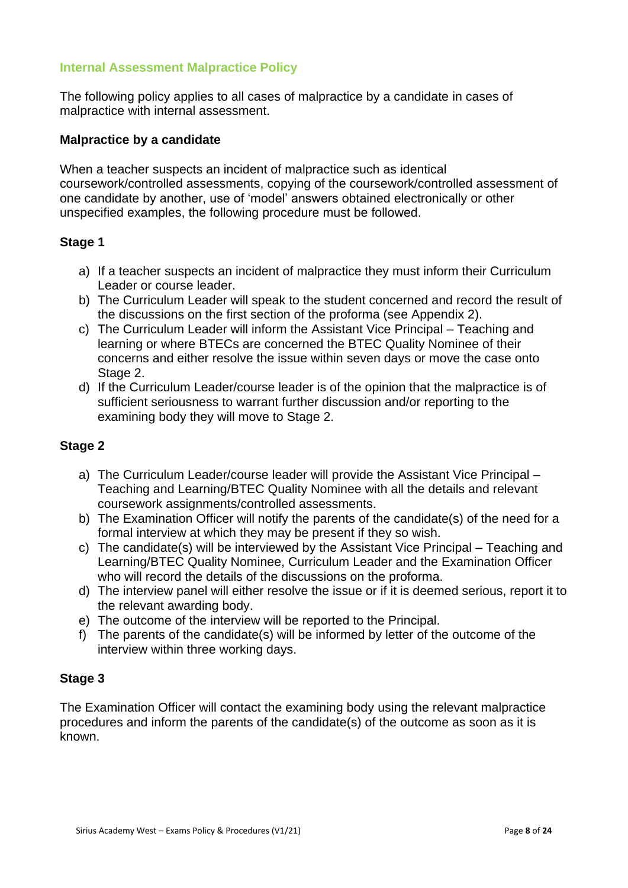## Internal Assessment Malpractice Policy

The following policy applies to all cases of malpractice by a candidate in cases of malpractice with internal assessment.

### Malpractice by a candidate

When a teacher suspects an incident of malpractice such as identical coursework/controlled assessments, copying of the coursework/controlled assessment of one candidate by another, use of 'model' answers obtained electronically or other unspecified examples, the following procedure must be followed.

### Stage 1

a) If a teacher suspects an incident of malpractice they must inform their Curriculum Leader or course leader.
b) The Curriculum Leader will speak to the student concerned and record the result of the discussions on the first section of the proforma (see Appendix 2).
c) The Curriculum Leader will inform the Assistant Vice Principal – Teaching and learning or where BTECs are concerned the BTEC Quality Nominee of their concerns and either resolve the issue within seven days or move the case onto Stage 2.
d) If the Curriculum Leader/course leader is of the opinion that the malpractice is of sufficient seriousness to warrant further discussion and/or reporting to the examining body they will move to Stage 2.

### Stage 2

a) The Curriculum Leader/course leader will provide the Assistant Vice Principal – Teaching and Learning/BTEC Quality Nominee with all the details and relevant coursework assignments/controlled assessments.
b) The Examination Officer will notify the parents of the candidate(s) of the need for a formal interview at which they may be present if they so wish.
c) The candidate(s) will be interviewed by the Assistant Vice Principal – Teaching and Learning/BTEC Quality Nominee, Curriculum Leader and the Examination Officer who will record the details of the discussions on the proforma.
d) The interview panel will either resolve the issue or if it is deemed serious, report it to the relevant awarding body.
e) The outcome of the interview will be reported to the Principal.
f) The parents of the candidate(s) will be informed by letter of the outcome of the interview within three working days.

### Stage 3

The Examination Officer will contact the examining body using the relevant malpractice procedures and inform the parents of the candidate(s) of the outcome as soon as it is known.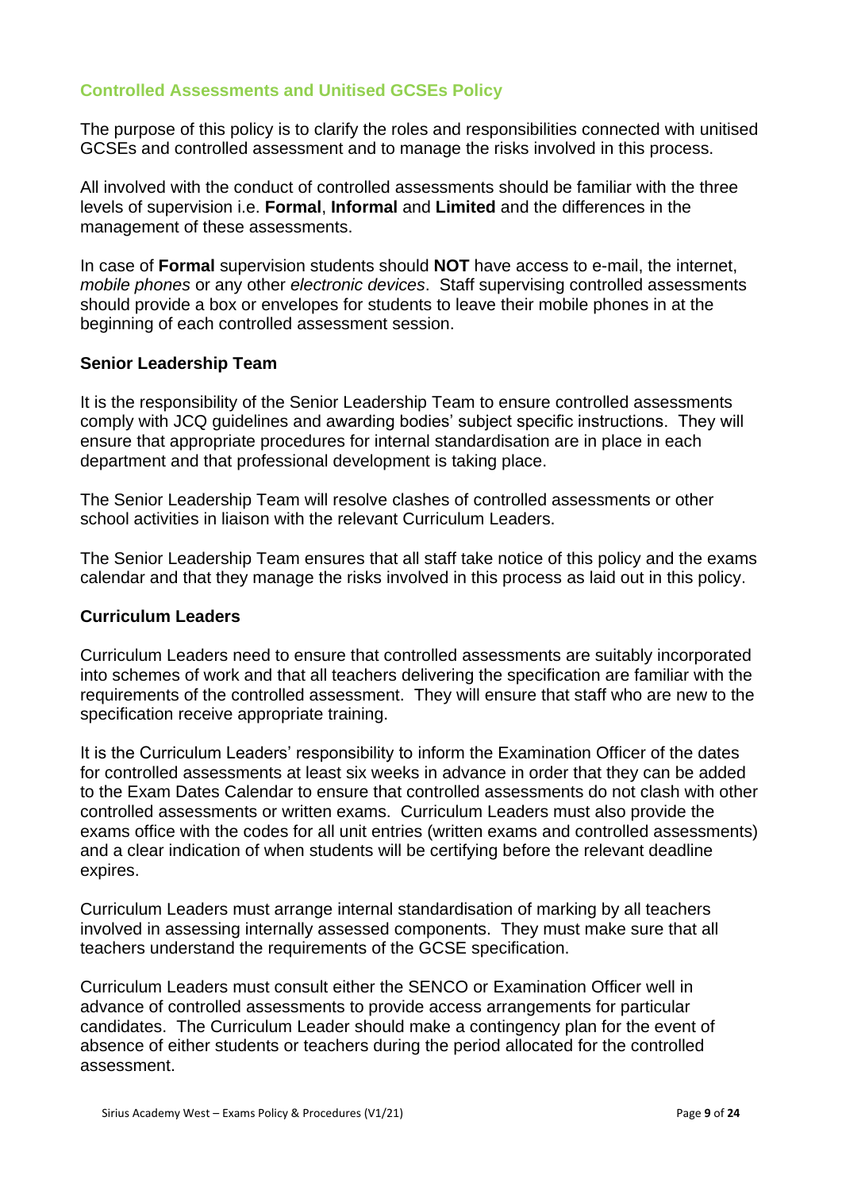## Controlled Assessments and Unitised GCSEs Policy

The purpose of this policy is to clarify the roles and responsibilities connected with unitised GCSEs and controlled assessment and to manage the risks involved in this process.

All involved with the conduct of controlled assessments should be familiar with the three levels of supervision i.e. **Formal**, **Informal** and **Limited** and the differences in the management of these assessments.

In case of **Formal** supervision students should **NOT** have access to e-mail, the internet, *mobile phones* or any other *electronic devices*. Staff supervising controlled assessments should provide a box or envelopes for students to leave their mobile phones in at the beginning of each controlled assessment session.

### Senior Leadership Team

It is the responsibility of the Senior Leadership Team to ensure controlled assessments comply with JCQ guidelines and awarding bodies' subject specific instructions. They will ensure that appropriate procedures for internal standardisation are in place in each department and that professional development is taking place.

The Senior Leadership Team will resolve clashes of controlled assessments or other school activities in liaison with the relevant Curriculum Leaders.

The Senior Leadership Team ensures that all staff take notice of this policy and the exams calendar and that they manage the risks involved in this process as laid out in this policy.

### Curriculum Leaders

Curriculum Leaders need to ensure that controlled assessments are suitably incorporated into schemes of work and that all teachers delivering the specification are familiar with the requirements of the controlled assessment. They will ensure that staff who are new to the specification receive appropriate training.

It is the Curriculum Leaders' responsibility to inform the Examination Officer of the dates for controlled assessments at least six weeks in advance in order that they can be added to the Exam Dates Calendar to ensure that controlled assessments do not clash with other controlled assessments or written exams. Curriculum Leaders must also provide the exams office with the codes for all unit entries (written exams and controlled assessments) and a clear indication of when students will be certifying before the relevant deadline expires.

Curriculum Leaders must arrange internal standardisation of marking by all teachers involved in assessing internally assessed components. They must make sure that all teachers understand the requirements of the GCSE specification.

Curriculum Leaders must consult either the SENCO or Examination Officer well in advance of controlled assessments to provide access arrangements for particular candidates. The Curriculum Leader should make a contingency plan for the event of absence of either students or teachers during the period allocated for the controlled assessment.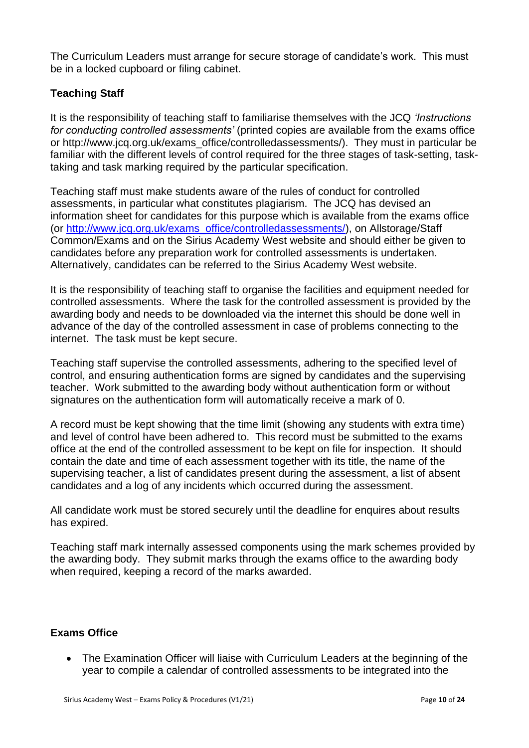The Curriculum Leaders must arrange for secure storage of candidate's work. This must be in a locked cupboard or filing cabinet.

**Teaching Staff**

It is the responsibility of teaching staff to familiarise themselves with the JCQ *'Instructions for conducting controlled assessments'* (printed copies are available from the exams office or http://www.jcq.org.uk/exams_office/controlledassessments/). They must in particular be familiar with the different levels of control required for the three stages of task-setting, task-taking and task marking required by the particular specification.

Teaching staff must make students aware of the rules of conduct for controlled assessments, in particular what constitutes plagiarism. The JCQ has devised an information sheet for candidates for this purpose which is available from the exams office (or [http://www.jcq.org.uk/exams_office/controlledassessments/](http://www.jcq.org.uk/exams_office/controlledassessments/)), on Allstorage/Staff Common/Exams and on the Sirius Academy West website and should either be given to candidates before any preparation work for controlled assessments is undertaken. Alternatively, candidates can be referred to the Sirius Academy West website.

It is the responsibility of teaching staff to organise the facilities and equipment needed for controlled assessments. Where the task for the controlled assessment is provided by the awarding body and needs to be downloaded via the internet this should be done well in advance of the day of the controlled assessment in case of problems connecting to the internet. The task must be kept secure.

Teaching staff supervise the controlled assessments, adhering to the specified level of control, and ensuring authentication forms are signed by candidates and the supervising teacher. Work submitted to the awarding body without authentication form or without signatures on the authentication form will automatically receive a mark of 0.

A record must be kept showing that the time limit (showing any students with extra time) and level of control have been adhered to. This record must be submitted to the exams office at the end of the controlled assessment to be kept on file for inspection. It should contain the date and time of each assessment together with its title, the name of the supervising teacher, a list of candidates present during the assessment, a list of absent candidates and a log of any incidents which occurred during the assessment.

All candidate work must be stored securely until the deadline for enquires about results has expired.

Teaching staff mark internally assessed components using the mark schemes provided by the awarding body. They submit marks through the exams office to the awarding body when required, keeping a record of the marks awarded.

**Exams Office**

- The Examination Officer will liaise with Curriculum Leaders at the beginning of the year to compile a calendar of controlled assessments to be integrated into the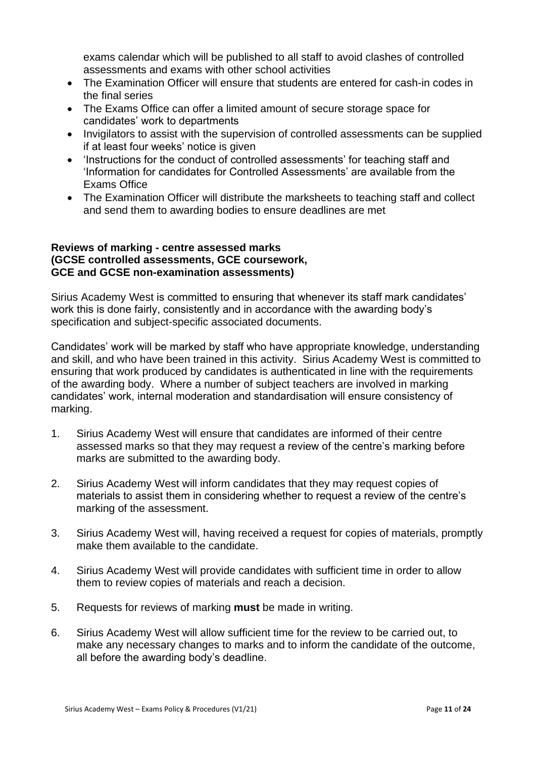exams calendar which will be published to all staff to avoid clashes of controlled assessments and exams with other school activities

- The Examination Officer will ensure that students are entered for cash-in codes in the final series
- The Exams Office can offer a limited amount of secure storage space for candidates' work to departments
- Invigilators to assist with the supervision of controlled assessments can be supplied if at least four weeks' notice is given
- 'Instructions for the conduct of controlled assessments' for teaching staff and 'Information for candidates for Controlled Assessments' are available from the Exams Office
- The Examination Officer will distribute the marksheets to teaching staff and collect and send them to awarding bodies to ensure deadlines are met

**Reviews of marking - centre assessed marks (GCSE controlled assessments, GCE coursework, GCE and GCSE non-examination assessments)**

Sirius Academy West is committed to ensuring that whenever its staff mark candidates' work this is done fairly, consistently and in accordance with the awarding body's specification and subject-specific associated documents.

Candidates' work will be marked by staff who have appropriate knowledge, understanding and skill, and who have been trained in this activity. Sirius Academy West is committed to ensuring that work produced by candidates is authenticated in line with the requirements of the awarding body. Where a number of subject teachers are involved in marking candidates' work, internal moderation and standardisation will ensure consistency of marking.

1. Sirius Academy West will ensure that candidates are informed of their centre assessed marks so that they may request a review of the centre's marking before marks are submitted to the awarding body.

2. Sirius Academy West will inform candidates that they may request copies of materials to assist them in considering whether to request a review of the centre's marking of the assessment.

3. Sirius Academy West will, having received a request for copies of materials, promptly make them available to the candidate.

4. Sirius Academy West will provide candidates with sufficient time in order to allow them to review copies of materials and reach a decision.

5. Requests for reviews of marking **must** be made in writing.

6. Sirius Academy West will allow sufficient time for the review to be carried out, to make any necessary changes to marks and to inform the candidate of the outcome, all before the awarding body's deadline.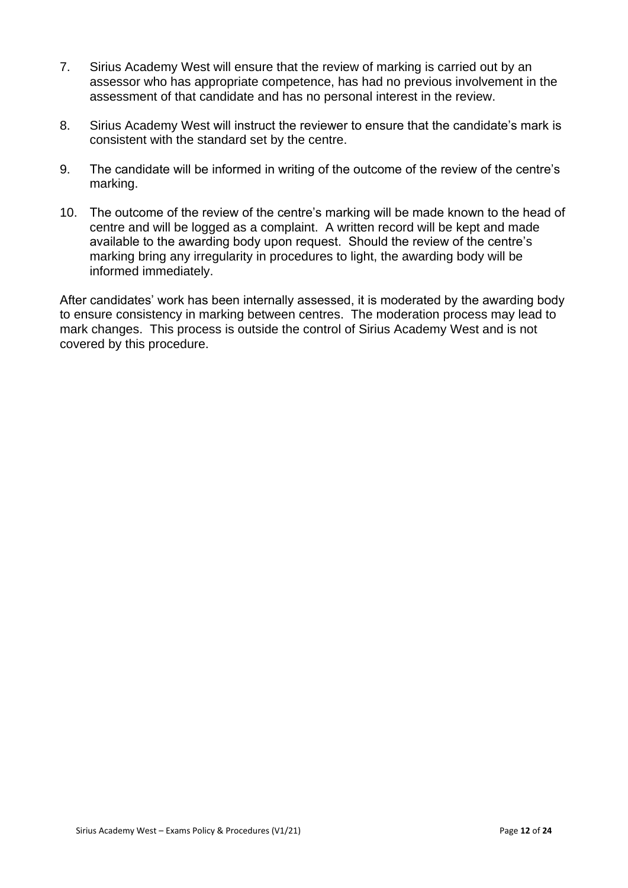7. Sirius Academy West will ensure that the review of marking is carried out by an assessor who has appropriate competence, has had no previous involvement in the assessment of that candidate and has no personal interest in the review.

8. Sirius Academy West will instruct the reviewer to ensure that the candidate's mark is consistent with the standard set by the centre.

9. The candidate will be informed in writing of the outcome of the review of the centre's marking.

10. The outcome of the review of the centre's marking will be made known to the head of centre and will be logged as a complaint. A written record will be kept and made available to the awarding body upon request. Should the review of the centre's marking bring any irregularity in procedures to light, the awarding body will be informed immediately.

After candidates' work has been internally assessed, it is moderated by the awarding body to ensure consistency in marking between centres. The moderation process may lead to mark changes. This process is outside the control of Sirius Academy West and is not covered by this procedure.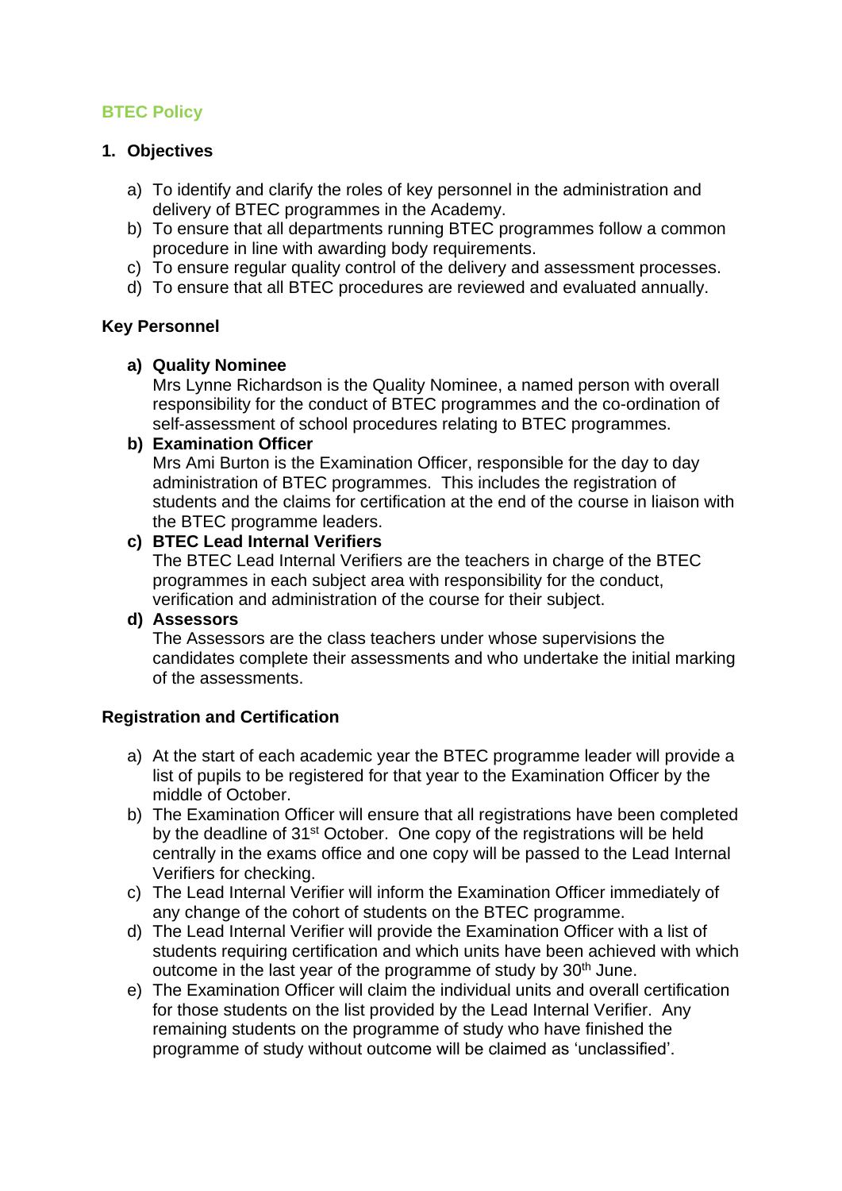## BTEC Policy

### 1. Objectives

a) To identify and clarify the roles of key personnel in the administration and delivery of BTEC programmes in the Academy.
b) To ensure that all departments running BTEC programmes follow a common procedure in line with awarding body requirements.
c) To ensure regular quality control of the delivery and assessment processes.
d) To ensure that all BTEC procedures are reviewed and evaluated annually.

### Key Personnel

**a) Quality Nominee**
Mrs Lynne Richardson is the Quality Nominee, a named person with overall responsibility for the conduct of BTEC programmes and the co-ordination of self-assessment of school procedures relating to BTEC programmes.

**b) Examination Officer**
Mrs Ami Burton is the Examination Officer, responsible for the day to day administration of BTEC programmes. This includes the registration of students and the claims for certification at the end of the course in liaison with the BTEC programme leaders.

**c) BTEC Lead Internal Verifiers**
The BTEC Lead Internal Verifiers are the teachers in charge of the BTEC programmes in each subject area with responsibility for the conduct, verification and administration of the course for their subject.

**d) Assessors**
The Assessors are the class teachers under whose supervisions the candidates complete their assessments and who undertake the initial marking of the assessments.

### Registration and Certification

a) At the start of each academic year the BTEC programme leader will provide a list of pupils to be registered for that year to the Examination Officer by the middle of October.
b) The Examination Officer will ensure that all registrations have been completed by the deadline of 31st October. One copy of the registrations will be held centrally in the exams office and one copy will be passed to the Lead Internal Verifiers for checking.
c) The Lead Internal Verifier will inform the Examination Officer immediately of any change of the cohort of students on the BTEC programme.
d) The Lead Internal Verifier will provide the Examination Officer with a list of students requiring certification and which units have been achieved with which outcome in the last year of the programme of study by 30th June.
e) The Examination Officer will claim the individual units and overall certification for those students on the list provided by the Lead Internal Verifier. Any remaining students on the programme of study who have finished the programme of study without outcome will be claimed as 'unclassified'.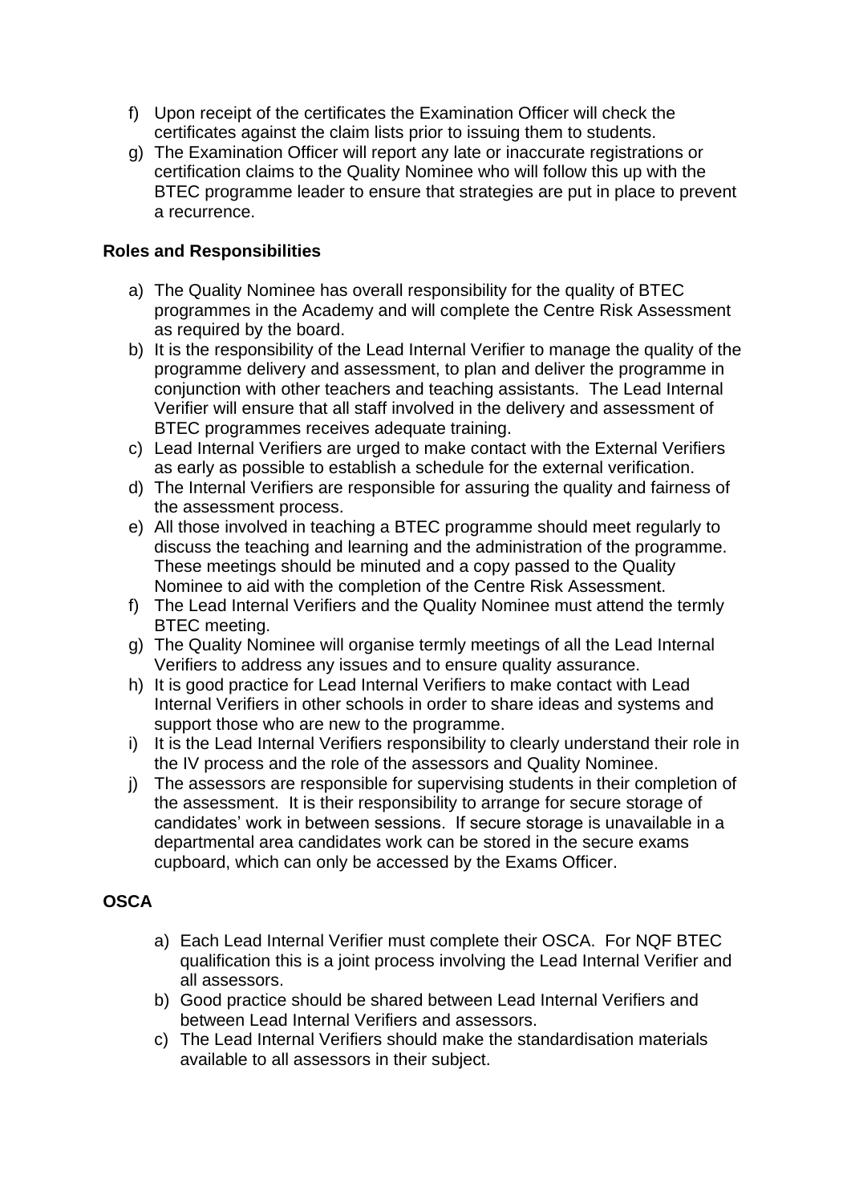f) Upon receipt of the certificates the Examination Officer will check the certificates against the claim lists prior to issuing them to students.
g) The Examination Officer will report any late or inaccurate registrations or certification claims to the Quality Nominee who will follow this up with the BTEC programme leader to ensure that strategies are put in place to prevent a recurrence.

**Roles and Responsibilities**

a) The Quality Nominee has overall responsibility for the quality of BTEC programmes in the Academy and will complete the Centre Risk Assessment as required by the board.
b) It is the responsibility of the Lead Internal Verifier to manage the quality of the programme delivery and assessment, to plan and deliver the programme in conjunction with other teachers and teaching assistants. The Lead Internal Verifier will ensure that all staff involved in the delivery and assessment of BTEC programmes receives adequate training.
c) Lead Internal Verifiers are urged to make contact with the External Verifiers as early as possible to establish a schedule for the external verification.
d) The Internal Verifiers are responsible for assuring the quality and fairness of the assessment process.
e) All those involved in teaching a BTEC programme should meet regularly to discuss the teaching and learning and the administration of the programme. These meetings should be minuted and a copy passed to the Quality Nominee to aid with the completion of the Centre Risk Assessment.
f) The Lead Internal Verifiers and the Quality Nominee must attend the termly BTEC meeting.
g) The Quality Nominee will organise termly meetings of all the Lead Internal Verifiers to address any issues and to ensure quality assurance.
h) It is good practice for Lead Internal Verifiers to make contact with Lead Internal Verifiers in other schools in order to share ideas and systems and support those who are new to the programme.
i) It is the Lead Internal Verifiers responsibility to clearly understand their role in the IV process and the role of the assessors and Quality Nominee.
j) The assessors are responsible for supervising students in their completion of the assessment. It is their responsibility to arrange for secure storage of candidates' work in between sessions. If secure storage is unavailable in a departmental area candidates work can be stored in the secure exams cupboard, which can only be accessed by the Exams Officer.

**OSCA**

a) Each Lead Internal Verifier must complete their OSCA. For NQF BTEC qualification this is a joint process involving the Lead Internal Verifier and all assessors.
b) Good practice should be shared between Lead Internal Verifiers and between Lead Internal Verifiers and assessors.
c) The Lead Internal Verifiers should make the standardisation materials available to all assessors in their subject.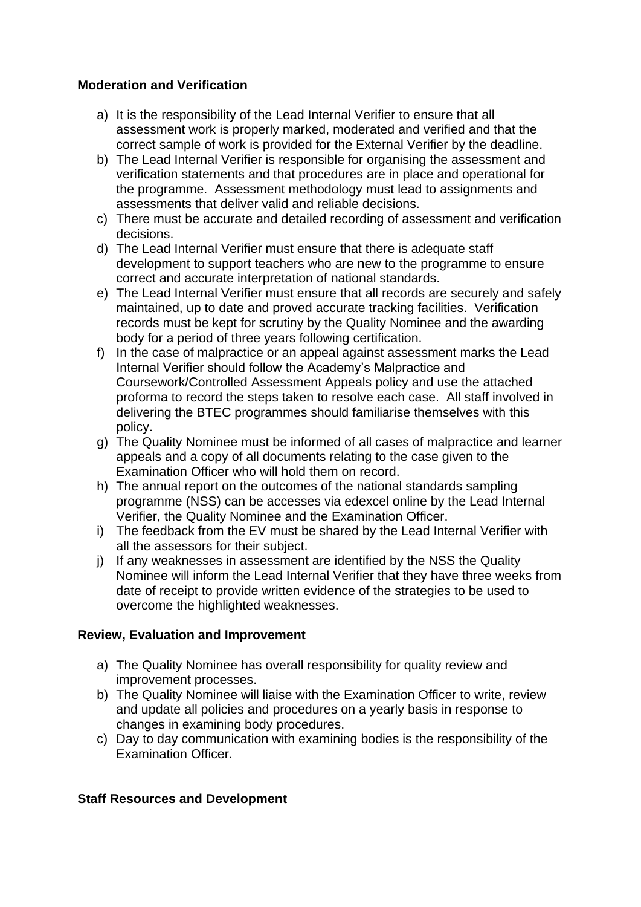**Moderation and Verification**

a) It is the responsibility of the Lead Internal Verifier to ensure that all assessment work is properly marked, moderated and verified and that the correct sample of work is provided for the External Verifier by the deadline.
b) The Lead Internal Verifier is responsible for organising the assessment and verification statements and that procedures are in place and operational for the programme. Assessment methodology must lead to assignments and assessments that deliver valid and reliable decisions.
c) There must be accurate and detailed recording of assessment and verification decisions.
d) The Lead Internal Verifier must ensure that there is adequate staff development to support teachers who are new to the programme to ensure correct and accurate interpretation of national standards.
e) The Lead Internal Verifier must ensure that all records are securely and safely maintained, up to date and proved accurate tracking facilities. Verification records must be kept for scrutiny by the Quality Nominee and the awarding body for a period of three years following certification.
f) In the case of malpractice or an appeal against assessment marks the Lead Internal Verifier should follow the Academy's Malpractice and Coursework/Controlled Assessment Appeals policy and use the attached proforma to record the steps taken to resolve each case. All staff involved in delivering the BTEC programmes should familiarise themselves with this policy.
g) The Quality Nominee must be informed of all cases of malpractice and learner appeals and a copy of all documents relating to the case given to the Examination Officer who will hold them on record.
h) The annual report on the outcomes of the national standards sampling programme (NSS) can be accesses via edexcel online by the Lead Internal Verifier, the Quality Nominee and the Examination Officer.
i) The feedback from the EV must be shared by the Lead Internal Verifier with all the assessors for their subject.
j) If any weaknesses in assessment are identified by the NSS the Quality Nominee will inform the Lead Internal Verifier that they have three weeks from date of receipt to provide written evidence of the strategies to be used to overcome the highlighted weaknesses.

**Review, Evaluation and Improvement**

a) The Quality Nominee has overall responsibility for quality review and improvement processes.
b) The Quality Nominee will liaise with the Examination Officer to write, review and update all policies and procedures on a yearly basis in response to changes in examining body procedures.
c) Day to day communication with examining bodies is the responsibility of the Examination Officer.

**Staff Resources and Development**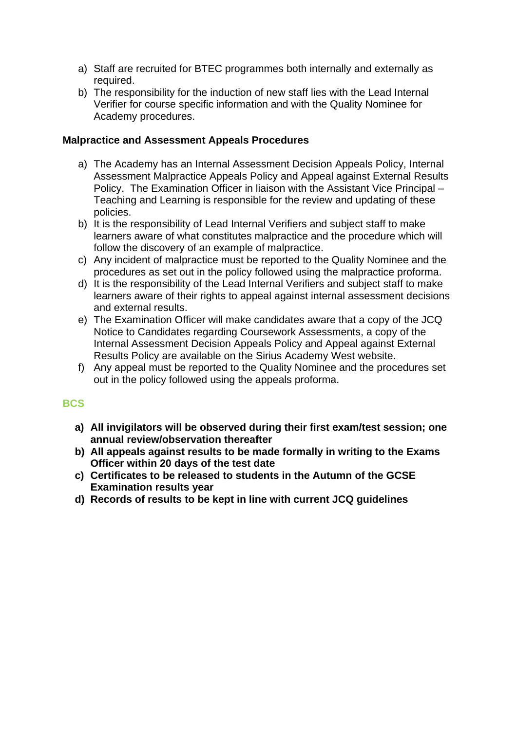a) Staff are recruited for BTEC programmes both internally and externally as required.
b) The responsibility for the induction of new staff lies with the Lead Internal Verifier for course specific information and with the Quality Nominee for Academy procedures.

**Malpractice and Assessment Appeals Procedures**

a) The Academy has an Internal Assessment Decision Appeals Policy, Internal Assessment Malpractice Appeals Policy and Appeal against External Results Policy. The Examination Officer in liaison with the Assistant Vice Principal – Teaching and Learning is responsible for the review and updating of these policies.
b) It is the responsibility of Lead Internal Verifiers and subject staff to make learners aware of what constitutes malpractice and the procedure which will follow the discovery of an example of malpractice.
c) Any incident of malpractice must be reported to the Quality Nominee and the procedures as set out in the policy followed using the malpractice proforma.
d) It is the responsibility of the Lead Internal Verifiers and subject staff to make learners aware of their rights to appeal against internal assessment decisions and external results.
e) The Examination Officer will make candidates aware that a copy of the JCQ Notice to Candidates regarding Coursework Assessments, a copy of the Internal Assessment Decision Appeals Policy and Appeal against External Results Policy are available on the Sirius Academy West website.
f) Any appeal must be reported to the Quality Nominee and the procedures set out in the policy followed using the appeals proforma.

## BCS

**a) All invigilators will be observed during their first exam/test session; one annual review/observation thereafter**
**b) All appeals against results to be made formally in writing to the Exams Officer within 20 days of the test date**
**c) Certificates to be released to students in the Autumn of the GCSE Examination results year**
**d) Records of results to be kept in line with current JCQ guidelines**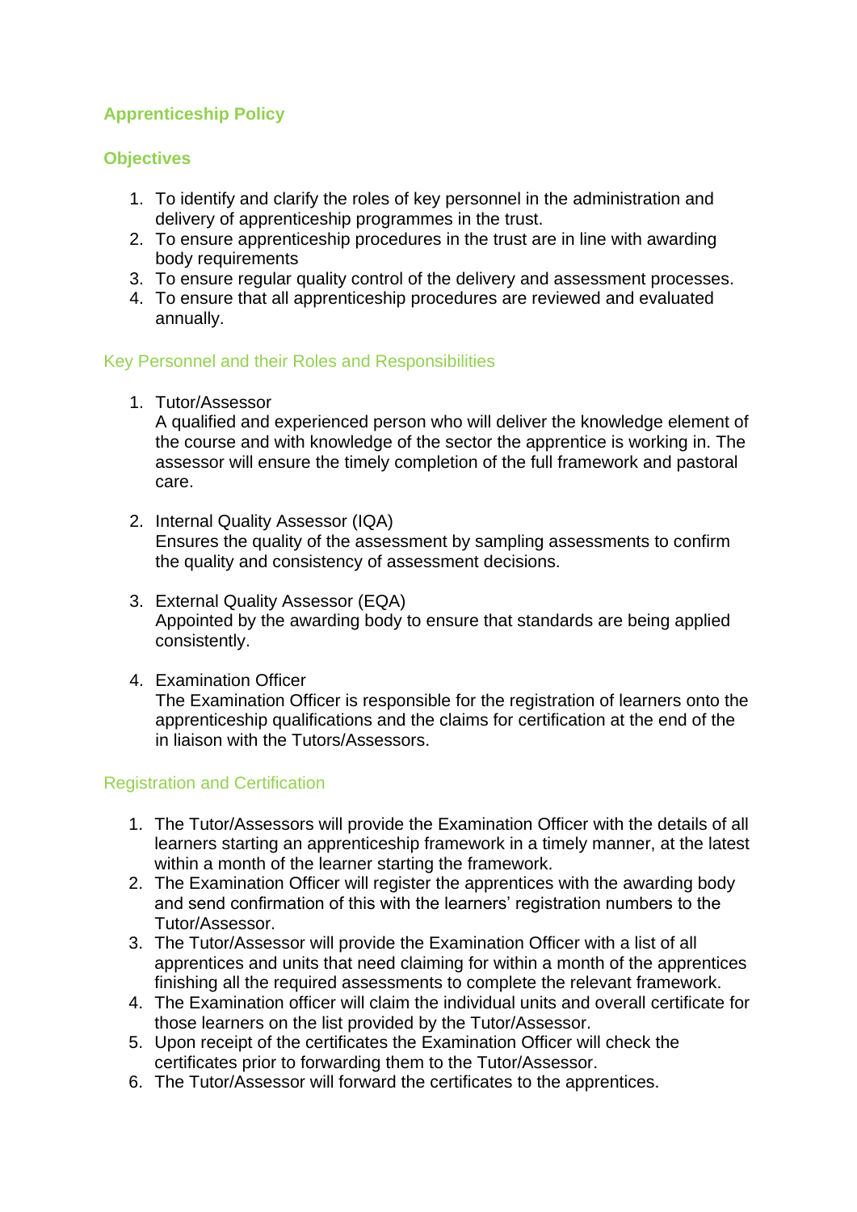## Apprenticeship Policy

## Objectives

1. To identify and clarify the roles of key personnel in the administration and delivery of apprenticeship programmes in the trust.
2. To ensure apprenticeship procedures in the trust are in line with awarding body requirements
3. To ensure regular quality control of the delivery and assessment processes.
4. To ensure that all apprenticeship procedures are reviewed and evaluated annually.

### Key Personnel and their Roles and Responsibilities

1. Tutor/Assessor
   A qualified and experienced person who will deliver the knowledge element of the course and with knowledge of the sector the apprentice is working in. The assessor will ensure the timely completion of the full framework and pastoral care.

2. Internal Quality Assessor (IQA)
   Ensures the quality of the assessment by sampling assessments to confirm the quality and consistency of assessment decisions.

3. External Quality Assessor (EQA)
   Appointed by the awarding body to ensure that standards are being applied consistently.

4. Examination Officer
   The Examination Officer is responsible for the registration of learners onto the apprenticeship qualifications and the claims for certification at the end of the in liaison with the Tutors/Assessors.

### Registration and Certification

1. The Tutor/Assessors will provide the Examination Officer with the details of all learners starting an apprenticeship framework in a timely manner, at the latest within a month of the learner starting the framework.
2. The Examination Officer will register the apprentices with the awarding body and send confirmation of this with the learners' registration numbers to the Tutor/Assessor.
3. The Tutor/Assessor will provide the Examination Officer with a list of all apprentices and units that need claiming for within a month of the apprentices finishing all the required assessments to complete the relevant framework.
4. The Examination officer will claim the individual units and overall certificate for those learners on the list provided by the Tutor/Assessor.
5. Upon receipt of the certificates the Examination Officer will check the certificates prior to forwarding them to the Tutor/Assessor.
6. The Tutor/Assessor will forward the certificates to the apprentices.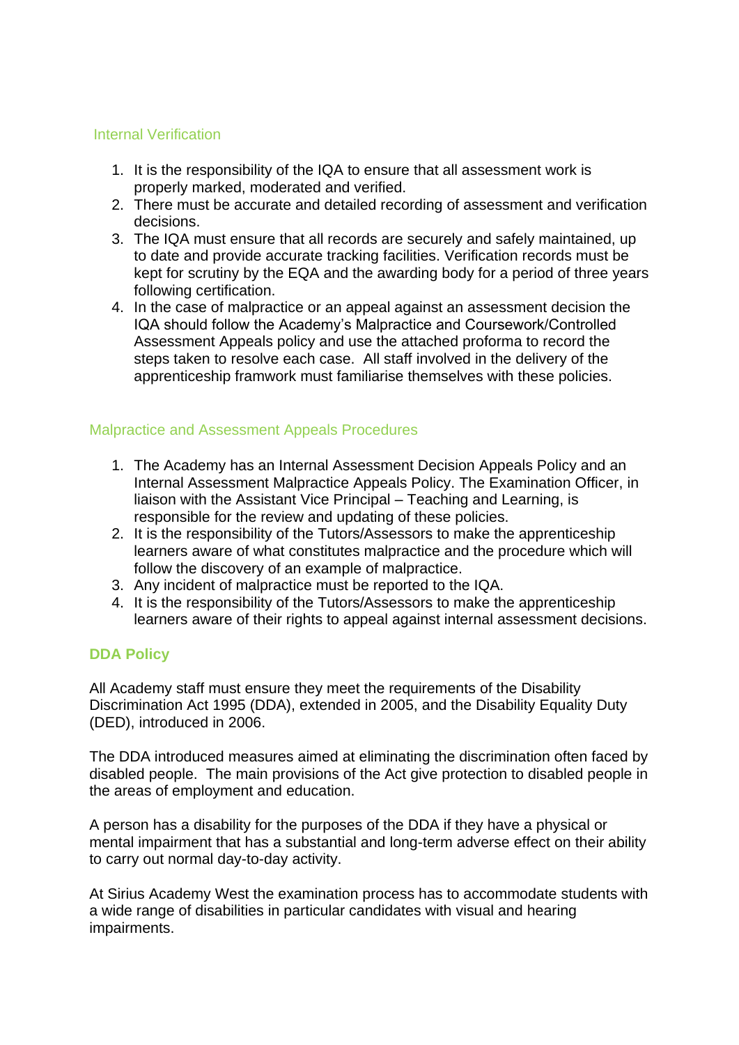## Internal Verification

1. It is the responsibility of the IQA to ensure that all assessment work is properly marked, moderated and verified.
2. There must be accurate and detailed recording of assessment and verification decisions.
3. The IQA must ensure that all records are securely and safely maintained, up to date and provide accurate tracking facilities. Verification records must be kept for scrutiny by the EQA and the awarding body for a period of three years following certification.
4. In the case of malpractice or an appeal against an assessment decision the IQA should follow the Academy's Malpractice and Coursework/Controlled Assessment Appeals policy and use the attached proforma to record the steps taken to resolve each case. All staff involved in the delivery of the apprenticeship framwork must familiarise themselves with these policies.

## Malpractice and Assessment Appeals Procedures

1. The Academy has an Internal Assessment Decision Appeals Policy and an Internal Assessment Malpractice Appeals Policy. The Examination Officer, in liaison with the Assistant Vice Principal – Teaching and Learning, is responsible for the review and updating of these policies.
2. It is the responsibility of the Tutors/Assessors to make the apprenticeship learners aware of what constitutes malpractice and the procedure which will follow the discovery of an example of malpractice.
3. Any incident of malpractice must be reported to the IQA.
4. It is the responsibility of the Tutors/Assessors to make the apprenticeship learners aware of their rights to appeal against internal assessment decisions.

## DDA Policy

All Academy staff must ensure they meet the requirements of the Disability Discrimination Act 1995 (DDA), extended in 2005, and the Disability Equality Duty (DED), introduced in 2006.

The DDA introduced measures aimed at eliminating the discrimination often faced by disabled people. The main provisions of the Act give protection to disabled people in the areas of employment and education.

A person has a disability for the purposes of the DDA if they have a physical or mental impairment that has a substantial and long-term adverse effect on their ability to carry out normal day-to-day activity.

At Sirius Academy West the examination process has to accommodate students with a wide range of disabilities in particular candidates with visual and hearing impairments.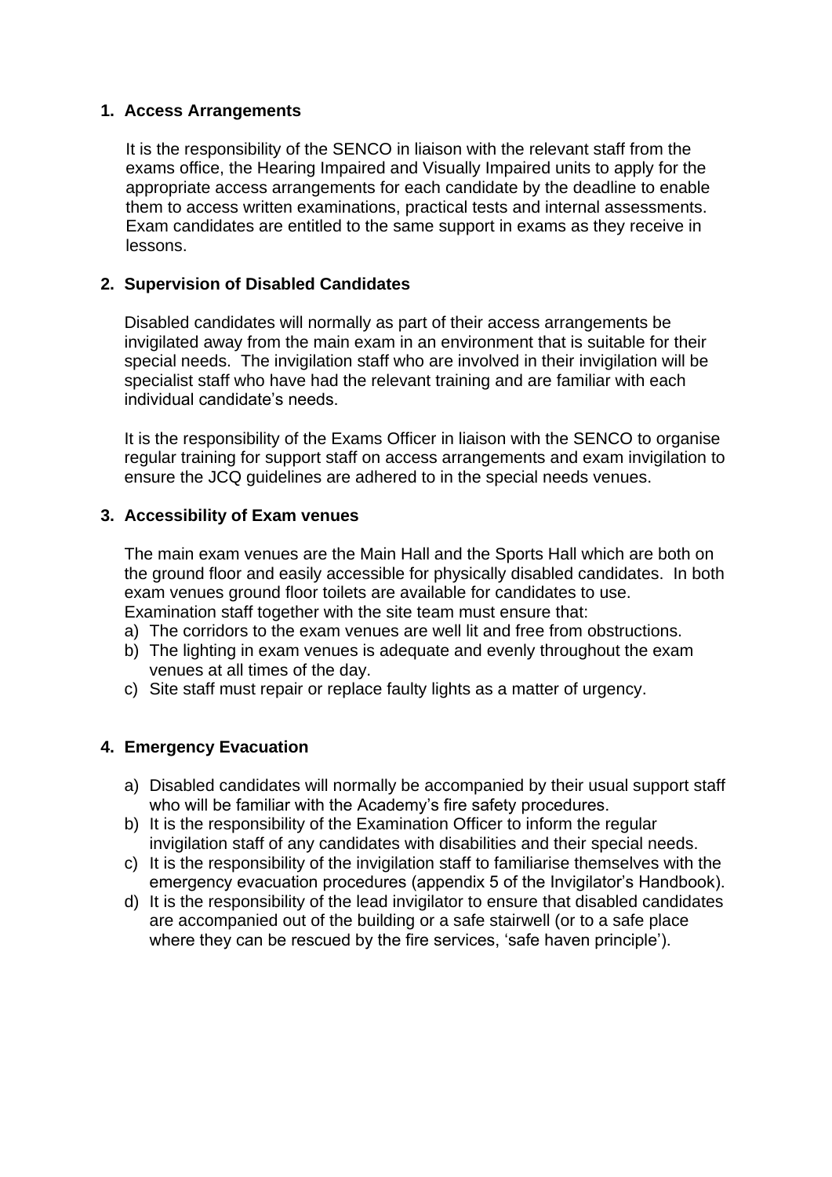## 1. Access Arrangements

It is the responsibility of the SENCO in liaison with the relevant staff from the exams office, the Hearing Impaired and Visually Impaired units to apply for the appropriate access arrangements for each candidate by the deadline to enable them to access written examinations, practical tests and internal assessments. Exam candidates are entitled to the same support in exams as they receive in lessons.

## 2. Supervision of Disabled Candidates

Disabled candidates will normally as part of their access arrangements be invigilated away from the main exam in an environment that is suitable for their special needs. The invigilation staff who are involved in their invigilation will be specialist staff who have had the relevant training and are familiar with each individual candidate's needs.

It is the responsibility of the Exams Officer in liaison with the SENCO to organise regular training for support staff on access arrangements and exam invigilation to ensure the JCQ guidelines are adhered to in the special needs venues.

## 3. Accessibility of Exam venues

The main exam venues are the Main Hall and the Sports Hall which are both on the ground floor and easily accessible for physically disabled candidates. In both exam venues ground floor toilets are available for candidates to use.
Examination staff together with the site team must ensure that:

a) The corridors to the exam venues are well lit and free from obstructions.
b) The lighting in exam venues is adequate and evenly throughout the exam venues at all times of the day.
c) Site staff must repair or replace faulty lights as a matter of urgency.

## 4. Emergency Evacuation

a) Disabled candidates will normally be accompanied by their usual support staff who will be familiar with the Academy's fire safety procedures.
b) It is the responsibility of the Examination Officer to inform the regular invigilation staff of any candidates with disabilities and their special needs.
c) It is the responsibility of the invigilation staff to familiarise themselves with the emergency evacuation procedures (appendix 5 of the Invigilator's Handbook).
d) It is the responsibility of the lead invigilator to ensure that disabled candidates are accompanied out of the building or a safe stairwell (or to a safe place where they can be rescued by the fire services, 'safe haven principle').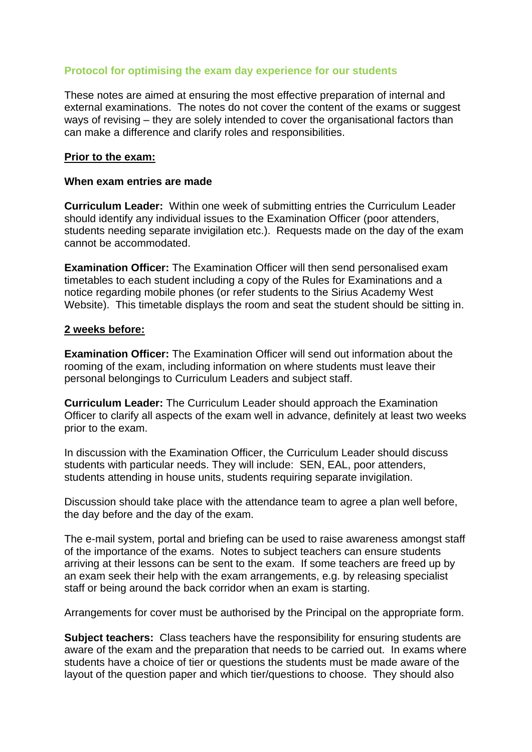**Protocol for optimising the exam day experience for our students**

These notes are aimed at ensuring the most effective preparation of internal and external examinations. The notes do not cover the content of the exams or suggest ways of revising – they are solely intended to cover the organisational factors than can make a difference and clarify roles and responsibilities.

**Prior to the exam:**

**When exam entries are made**

**Curriculum Leader:** Within one week of submitting entries the Curriculum Leader should identify any individual issues to the Examination Officer (poor attenders, students needing separate invigilation etc.). Requests made on the day of the exam cannot be accommodated.

**Examination Officer:** The Examination Officer will then send personalised exam timetables to each student including a copy of the Rules for Examinations and a notice regarding mobile phones (or refer students to the Sirius Academy West Website). This timetable displays the room and seat the student should be sitting in.

**2 weeks before:**

**Examination Officer:** The Examination Officer will send out information about the rooming of the exam, including information on where students must leave their personal belongings to Curriculum Leaders and subject staff.

**Curriculum Leader:** The Curriculum Leader should approach the Examination Officer to clarify all aspects of the exam well in advance, definitely at least two weeks prior to the exam.

In discussion with the Examination Officer, the Curriculum Leader should discuss students with particular needs. They will include: SEN, EAL, poor attenders, students attending in house units, students requiring separate invigilation.

Discussion should take place with the attendance team to agree a plan well before, the day before and the day of the exam.

The e-mail system, portal and briefing can be used to raise awareness amongst staff of the importance of the exams. Notes to subject teachers can ensure students arriving at their lessons can be sent to the exam. If some teachers are freed up by an exam seek their help with the exam arrangements, e.g. by releasing specialist staff or being around the back corridor when an exam is starting.

Arrangements for cover must be authorised by the Principal on the appropriate form.

**Subject teachers:** Class teachers have the responsibility for ensuring students are aware of the exam and the preparation that needs to be carried out. In exams where students have a choice of tier or questions the students must be made aware of the layout of the question paper and which tier/questions to choose. They should also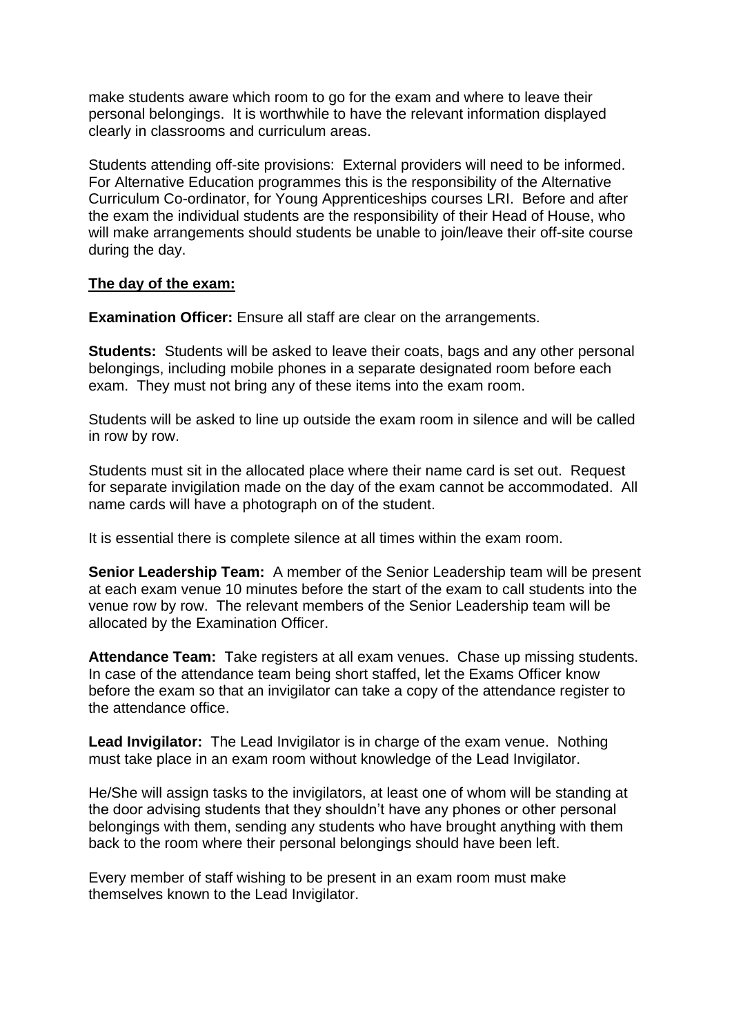make students aware which room to go for the exam and where to leave their personal belongings. It is worthwhile to have the relevant information displayed clearly in classrooms and curriculum areas.

Students attending off-site provisions: External providers will need to be informed. For Alternative Education programmes this is the responsibility of the Alternative Curriculum Co-ordinator, for Young Apprenticeships courses LRI. Before and after the exam the individual students are the responsibility of their Head of House, who will make arrangements should students be unable to join/leave their off-site course during the day.

**The day of the exam:**

**Examination Officer:** Ensure all staff are clear on the arrangements.

**Students:** Students will be asked to leave their coats, bags and any other personal belongings, including mobile phones in a separate designated room before each exam. They must not bring any of these items into the exam room.

Students will be asked to line up outside the exam room in silence and will be called in row by row.

Students must sit in the allocated place where their name card is set out. Request for separate invigilation made on the day of the exam cannot be accommodated. All name cards will have a photograph on of the student.

It is essential there is complete silence at all times within the exam room.

**Senior Leadership Team:** A member of the Senior Leadership team will be present at each exam venue 10 minutes before the start of the exam to call students into the venue row by row. The relevant members of the Senior Leadership team will be allocated by the Examination Officer.

**Attendance Team:** Take registers at all exam venues. Chase up missing students. In case of the attendance team being short staffed, let the Exams Officer know before the exam so that an invigilator can take a copy of the attendance register to the attendance office.

**Lead Invigilator:** The Lead Invigilator is in charge of the exam venue. Nothing must take place in an exam room without knowledge of the Lead Invigilator.

He/She will assign tasks to the invigilators, at least one of whom will be standing at the door advising students that they shouldn't have any phones or other personal belongings with them, sending any students who have brought anything with them back to the room where their personal belongings should have been left.

Every member of staff wishing to be present in an exam room must make themselves known to the Lead Invigilator.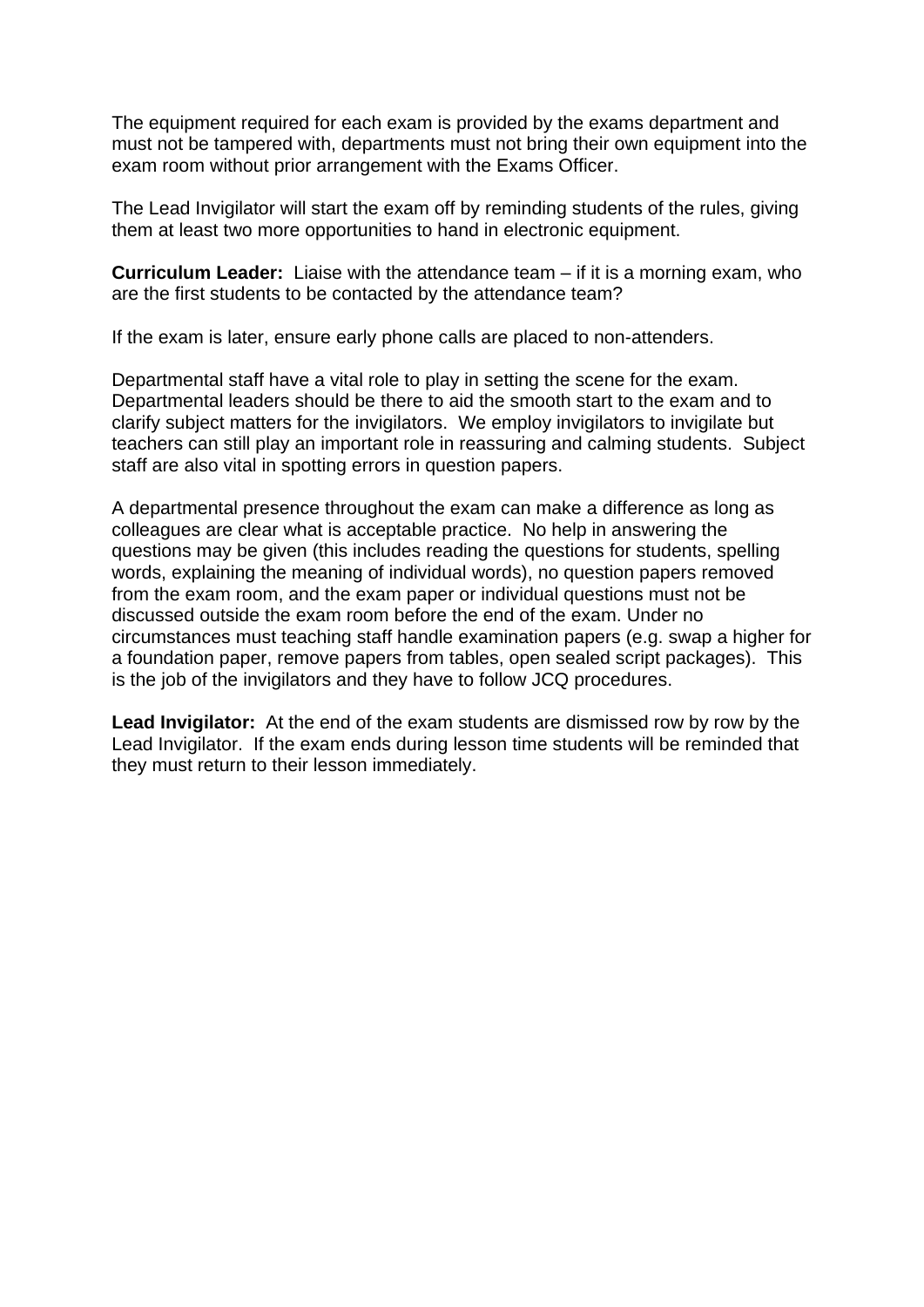The equipment required for each exam is provided by the exams department and must not be tampered with, departments must not bring their own equipment into the exam room without prior arrangement with the Exams Officer.

The Lead Invigilator will start the exam off by reminding students of the rules, giving them at least two more opportunities to hand in electronic equipment.

**Curriculum Leader:** Liaise with the attendance team – if it is a morning exam, who are the first students to be contacted by the attendance team?

If the exam is later, ensure early phone calls are placed to non-attenders.

Departmental staff have a vital role to play in setting the scene for the exam. Departmental leaders should be there to aid the smooth start to the exam and to clarify subject matters for the invigilators. We employ invigilators to invigilate but teachers can still play an important role in reassuring and calming students. Subject staff are also vital in spotting errors in question papers.

A departmental presence throughout the exam can make a difference as long as colleagues are clear what is acceptable practice. No help in answering the questions may be given (this includes reading the questions for students, spelling words, explaining the meaning of individual words), no question papers removed from the exam room, and the exam paper or individual questions must not be discussed outside the exam room before the end of the exam. Under no circumstances must teaching staff handle examination papers (e.g. swap a higher for a foundation paper, remove papers from tables, open sealed script packages). This is the job of the invigilators and they have to follow JCQ procedures.

**Lead Invigilator:** At the end of the exam students are dismissed row by row by the Lead Invigilator. If the exam ends during lesson time students will be reminded that they must return to their lesson immediately.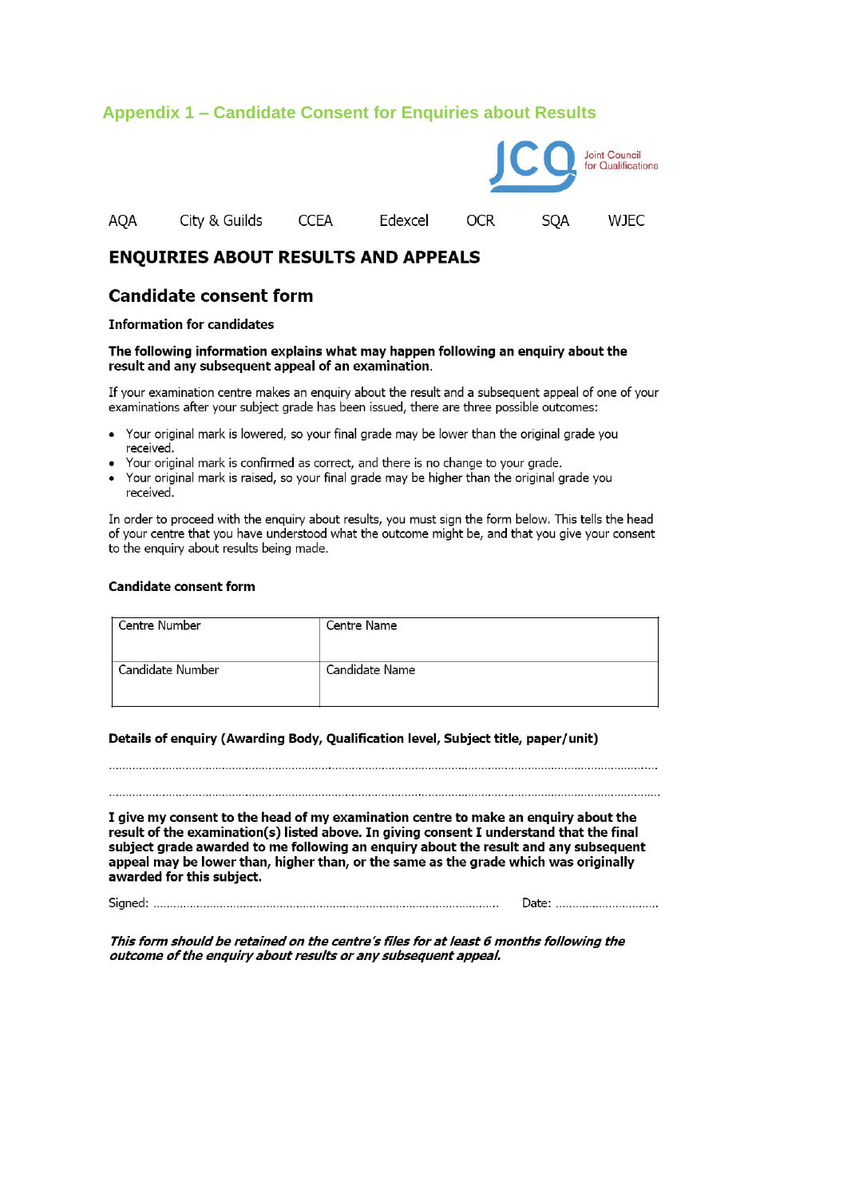## Appendix 1 – Candidate Consent for Enquiries about Results

Joint Council for Qualifications

AQA City & Guilds CCEA Edexcel OCR SQA WJEC

# ENQUIRIES ABOUT RESULTS AND APPEALS

## Candidate consent form

**Information for candidates**

**The following information explains what may happen following an enquiry about the result and any subsequent appeal of an examination.**

If your examination centre makes an enquiry about the result and a subsequent appeal of one of your examinations after your subject grade has been issued, there are three possible outcomes:

- Your original mark is lowered, so your final grade may be lower than the original grade you received.
- Your original mark is confirmed as correct, and there is no change to your grade.
- Your original mark is raised, so your final grade may be higher than the original grade you received.

In order to proceed with the enquiry about results, you must sign the form below. This tells the head of your centre that you have understood what the outcome might be, and that you give your consent to the enquiry about results being made.

**Candidate consent form**

| Centre Number | Centre Name |
|---|---|
| Candidate Number | Candidate Name |

**Details of enquiry (Awarding Body, Qualification level, Subject title, paper/unit)**

.......................................................................................................................................................

.......................................................................................................................................................

**I give my consent to the head of my examination centre to make an enquiry about the result of the examination(s) listed above. In giving consent I understand that the final subject grade awarded to me following an enquiry about the result and any subsequent appeal may be lower than, higher than, or the same as the grade which was originally awarded for this subject.**

Signed: ..................................................................................................... Date: ...............................

***This form should be retained on the centre's files for at least 6 months following the outcome of the enquiry about results or any subsequent appeal.***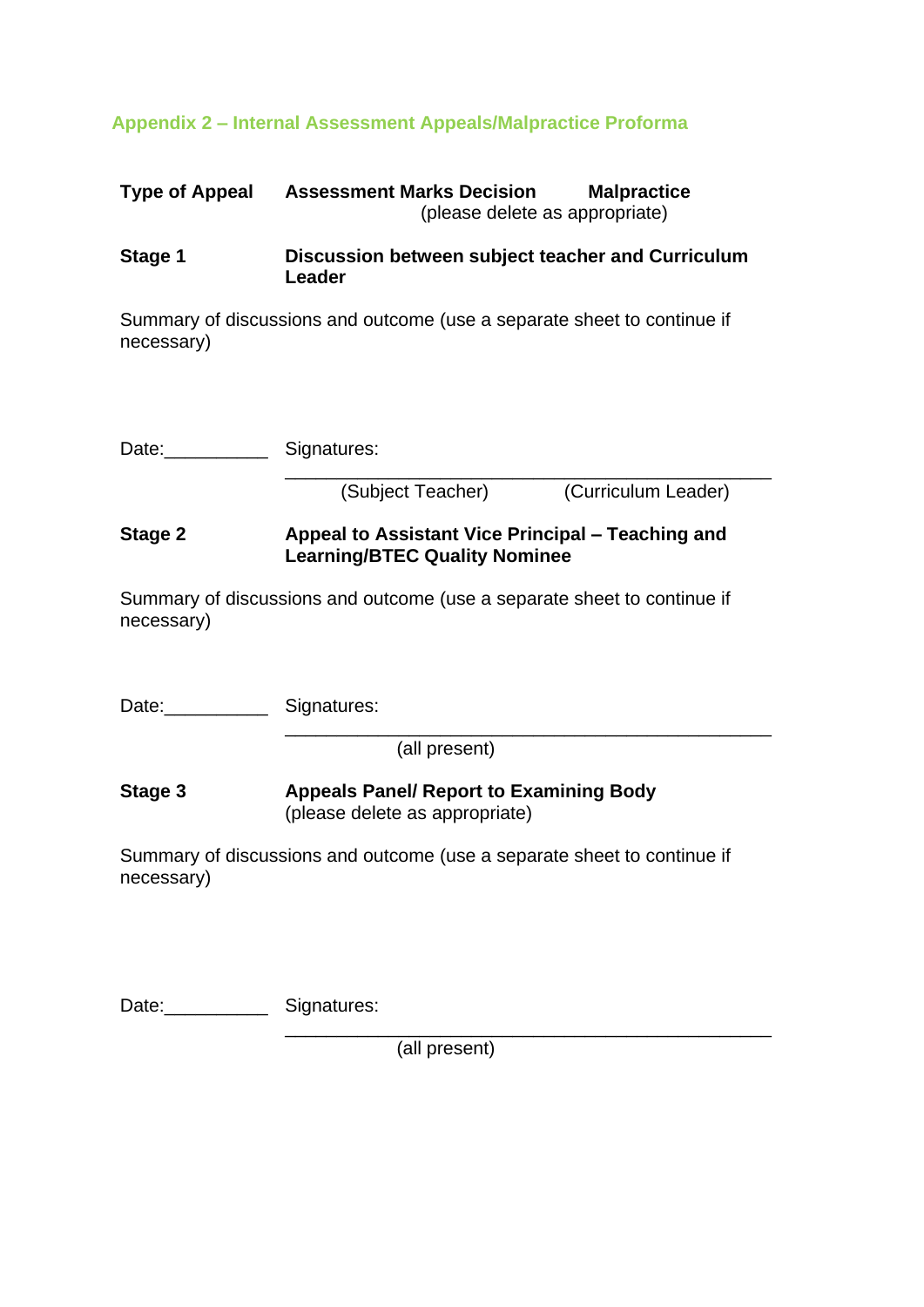## Appendix 2 – Internal Assessment Appeals/Malpractice Proforma

**Type of Appeal** **Assessment Marks Decision** **Malpractice**
(please delete as appropriate)

**Stage 1** **Discussion between subject teacher and Curriculum Leader**

Summary of discussions and outcome (use a separate sheet to continue if necessary)

Date:__________ Signatures:
_______________________________________________
(Subject Teacher) (Curriculum Leader)

**Stage 2** **Appeal to Assistant Vice Principal – Teaching and Learning/BTEC Quality Nominee**

Summary of discussions and outcome (use a separate sheet to continue if necessary)

Date:__________ Signatures:
_______________________________________________
(all present)

**Stage 3** **Appeals Panel/ Report to Examining Body**
(please delete as appropriate)

Summary of discussions and outcome (use a separate sheet to continue if necessary)

Date:__________ Signatures:
_______________________________________________
(all present)